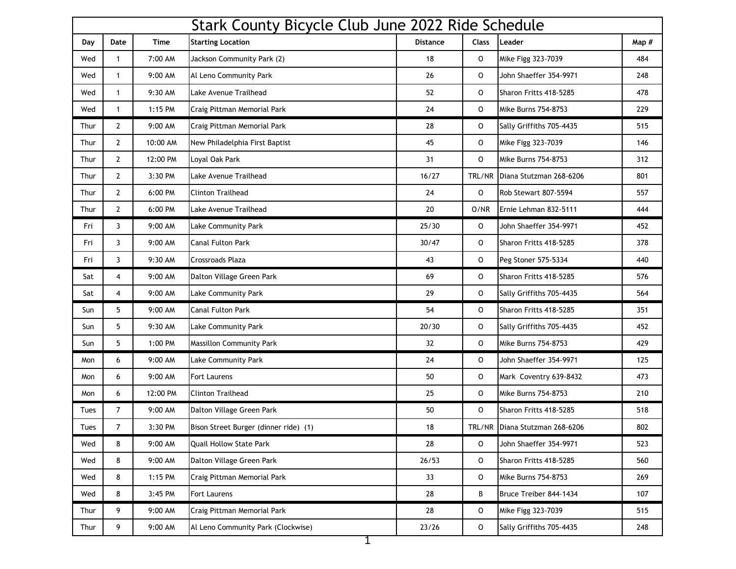# Stark County Bicycle Club June 2022 Ride Schedule

| Day | Date | Time | Starting Location | Distance | Class | Leader | Map # |
|---|---|---|---|---|---|---|---|
| Wed | 1 | 7:00 AM | Jackson Community Park (2) | 18 | O | Mike Figg 323-7039 | 484 |
| Wed | 1 | 9:00 AM | Al Leno Community Park | 26 | O | John Shaeffer 354-9971 | 248 |
| Wed | 1 | 9:30 AM | Lake Avenue Trailhead | 52 | O | Sharon Fritts 418-5285 | 478 |
| Wed | 1 | 1:15 PM | Craig Pittman Memorial Park | 24 | O | Mike Burns 754-8753 | 229 |
| Thur | 2 | 9:00 AM | Craig Pittman Memorial Park | 28 | O | Sally Griffiths 705-4435 | 515 |
| Thur | 2 | 10:00 AM | New Philadelphia First Baptist | 45 | O | Mike Figg 323-7039 | 146 |
| Thur | 2 | 12:00 PM | Loyal Oak Park | 31 | O | Mike Burns 754-8753 | 312 |
| Thur | 2 | 3:30 PM | Lake Avenue Trailhead | 16/27 | TRL/NR | Diana Stutzman 268-6206 | 801 |
| Thur | 2 | 6:00 PM | Clinton Trailhead | 24 | O | Rob Stewart 807-5594 | 557 |
| Thur | 2 | 6:00 PM | Lake Avenue Trailhead | 20 | O/NR | Ernie Lehman 832-5111 | 444 |
| Fri | 3 | 9:00 AM | Lake Community Park | 25/30 | O | John Shaeffer 354-9971 | 452 |
| Fri | 3 | 9:00 AM | Canal Fulton Park | 30/47 | O | Sharon Fritts 418-5285 | 378 |
| Fri | 3 | 9:30 AM | Crossroads Plaza | 43 | O | Peg Stoner 575-5334 | 440 |
| Sat | 4 | 9:00 AM | Dalton Village Green Park | 69 | O | Sharon Fritts 418-5285 | 576 |
| Sat | 4 | 9:00 AM | Lake Community Park | 29 | O | Sally Griffiths 705-4435 | 564 |
| Sun | 5 | 9:00 AM | Canal Fulton Park | 54 | O | Sharon Fritts 418-5285 | 351 |
| Sun | 5 | 9:30 AM | Lake Community Park | 20/30 | O | Sally Griffiths 705-4435 | 452 |
| Sun | 5 | 1:00 PM | Massillon Community Park | 32 | O | Mike Burns 754-8753 | 429 |
| Mon | 6 | 9:00 AM | Lake Community Park | 24 | O | John Shaeffer 354-9971 | 125 |
| Mon | 6 | 9:00 AM | Fort Laurens | 50 | O | Mark Coventry 639-8432 | 473 |
| Mon | 6 | 12:00 PM | Clinton Trailhead | 25 | O | Mike Burns 754-8753 | 210 |
| Tues | 7 | 9:00 AM | Dalton Village Green Park | 50 | O | Sharon Fritts 418-5285 | 518 |
| Tues | 7 | 3:30 PM | Bison Street Burger (dinner ride) (1) | 18 | TRL/NR | Diana Stutzman 268-6206 | 802 |
| Wed | 8 | 9:00 AM | Quail Hollow State Park | 28 | O | John Shaeffer 354-9971 | 523 |
| Wed | 8 | 9:00 AM | Dalton Village Green Park | 26/53 | O | Sharon Fritts 418-5285 | 560 |
| Wed | 8 | 1:15 PM | Craig Pittman Memorial Park | 33 | O | Mike Burns 754-8753 | 269 |
| Wed | 8 | 3:45 PM | Fort Laurens | 28 | B | Bruce Treiber 844-1434 | 107 |
| Thur | 9 | 9:00 AM | Craig Pittman Memorial Park | 28 | O | Mike Figg 323-7039 | 515 |
| Thur | 9 | 9:00 AM | Al Leno Community Park (Clockwise) | 23/26 | O | Sally Griffiths 705-4435 | 248 |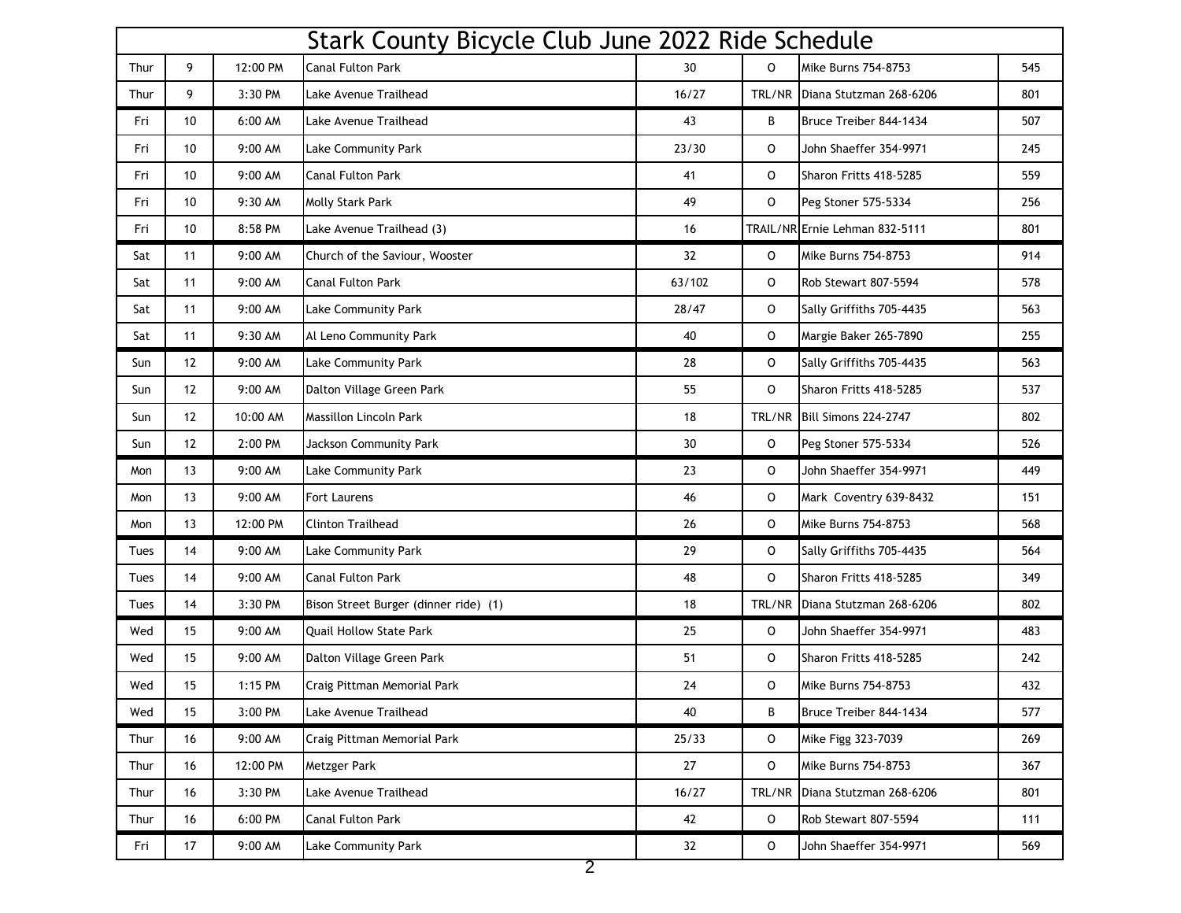# Stark County Bicycle Club June 2022 Ride Schedule

| | | | | | | | |
|---|---|---|---|---|---|---|---|
| Thur | 9 | 12:00 PM | Canal Fulton Park | 30 | O | Mike Burns 754-8753 | 545 |
| Thur | 9 | 3:30 PM | Lake Avenue Trailhead | 16/27 | TRL/NR | Diana Stutzman 268-6206 | 801 |
| Fri | 10 | 6:00 AM | Lake Avenue Trailhead | 43 | B | Bruce Treiber 844-1434 | 507 |
| Fri | 10 | 9:00 AM | Lake Community Park | 23/30 | O | John Shaeffer 354-9971 | 245 |
| Fri | 10 | 9:00 AM | Canal Fulton Park | 41 | O | Sharon Fritts 418-5285 | 559 |
| Fri | 10 | 9:30 AM | Molly Stark Park | 49 | O | Peg Stoner 575-5334 | 256 |
| Fri | 10 | 8:58 PM | Lake Avenue Trailhead (3) | 16 | TRAIL/NR | Ernie Lehman 832-5111 | 801 |
| Sat | 11 | 9:00 AM | Church of the Saviour, Wooster | 32 | O | Mike Burns 754-8753 | 914 |
| Sat | 11 | 9:00 AM | Canal Fulton Park | 63/102 | O | Rob Stewart 807-5594 | 578 |
| Sat | 11 | 9:00 AM | Lake Community Park | 28/47 | O | Sally Griffiths 705-4435 | 563 |
| Sat | 11 | 9:30 AM | Al Leno Community Park | 40 | O | Margie Baker 265-7890 | 255 |
| Sun | 12 | 9:00 AM | Lake Community Park | 28 | O | Sally Griffiths 705-4435 | 563 |
| Sun | 12 | 9:00 AM | Dalton Village Green Park | 55 | O | Sharon Fritts 418-5285 | 537 |
| Sun | 12 | 10:00 AM | Massillon Lincoln Park | 18 | TRL/NR | Bill Simons 224-2747 | 802 |
| Sun | 12 | 2:00 PM | Jackson Community Park | 30 | O | Peg Stoner 575-5334 | 526 |
| Mon | 13 | 9:00 AM | Lake Community Park | 23 | O | John Shaeffer 354-9971 | 449 |
| Mon | 13 | 9:00 AM | Fort Laurens | 46 | O | Mark Coventry 639-8432 | 151 |
| Mon | 13 | 12:00 PM | Clinton Trailhead | 26 | O | Mike Burns 754-8753 | 568 |
| Tues | 14 | 9:00 AM | Lake Community Park | 29 | O | Sally Griffiths 705-4435 | 564 |
| Tues | 14 | 9:00 AM | Canal Fulton Park | 48 | O | Sharon Fritts 418-5285 | 349 |
| Tues | 14 | 3:30 PM | Bison Street Burger (dinner ride) (1) | 18 | TRL/NR | Diana Stutzman 268-6206 | 802 |
| Wed | 15 | 9:00 AM | Quail Hollow State Park | 25 | O | John Shaeffer 354-9971 | 483 |
| Wed | 15 | 9:00 AM | Dalton Village Green Park | 51 | O | Sharon Fritts 418-5285 | 242 |
| Wed | 15 | 1:15 PM | Craig Pittman Memorial Park | 24 | O | Mike Burns 754-8753 | 432 |
| Wed | 15 | 3:00 PM | Lake Avenue Trailhead | 40 | B | Bruce Treiber 844-1434 | 577 |
| Thur | 16 | 9:00 AM | Craig Pittman Memorial Park | 25/33 | O | Mike Figg 323-7039 | 269 |
| Thur | 16 | 12:00 PM | Metzger Park | 27 | O | Mike Burns 754-8753 | 367 |
| Thur | 16 | 3:30 PM | Lake Avenue Trailhead | 16/27 | TRL/NR | Diana Stutzman 268-6206 | 801 |
| Thur | 16 | 6:00 PM | Canal Fulton Park | 42 | O | Rob Stewart 807-5594 | 111 |
| Fri | 17 | 9:00 AM | Lake Community Park | 32 | O | John Shaeffer 354-9971 | 569 |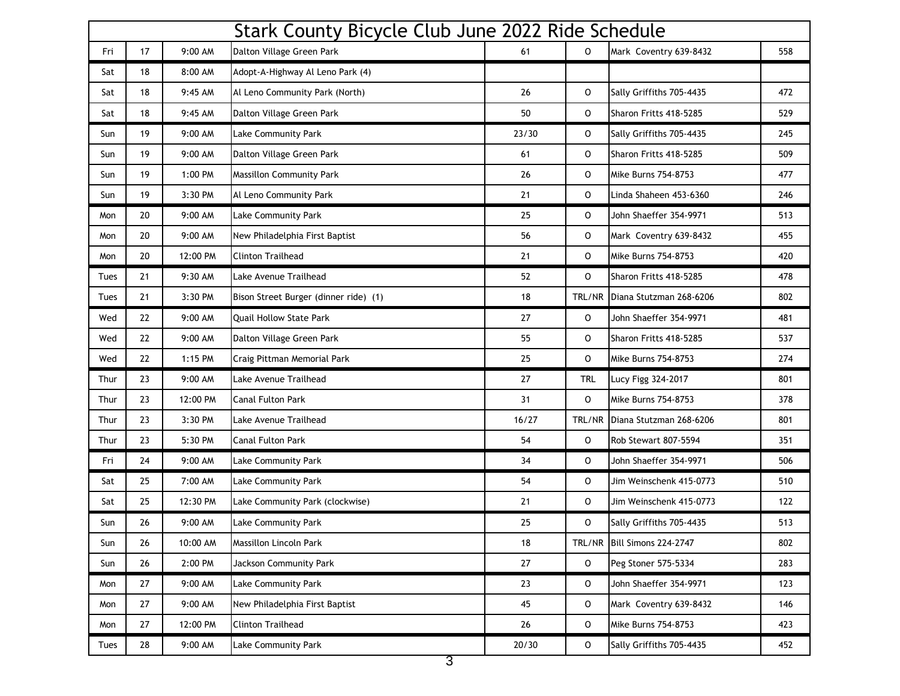| Stark County Bicycle Club June 2022 Ride Schedule | | | | | | | |
|---|---|---|---|---|---|---|---|
| Fri | 17 | 9:00 AM | Dalton Village Green Park | 61 | O | Mark Coventry 639-8432 | 558 |
| Sat | 18 | 8:00 AM | Adopt-A-Highway Al Leno Park (4) | | | | |
| Sat | 18 | 9:45 AM | Al Leno Community Park (North) | 26 | O | Sally Griffiths 705-4435 | 472 |
| Sat | 18 | 9:45 AM | Dalton Village Green Park | 50 | O | Sharon Fritts 418-5285 | 529 |
| Sun | 19 | 9:00 AM | Lake Community Park | 23/30 | O | Sally Griffiths 705-4435 | 245 |
| Sun | 19 | 9:00 AM | Dalton Village Green Park | 61 | O | Sharon Fritts 418-5285 | 509 |
| Sun | 19 | 1:00 PM | Massillon Community Park | 26 | O | Mike Burns 754-8753 | 477 |
| Sun | 19 | 3:30 PM | Al Leno Community Park | 21 | O | Linda Shaheen 453-6360 | 246 |
| Mon | 20 | 9:00 AM | Lake Community Park | 25 | O | John Shaeffer 354-9971 | 513 |
| Mon | 20 | 9:00 AM | New Philadelphia First Baptist | 56 | O | Mark Coventry 639-8432 | 455 |
| Mon | 20 | 12:00 PM | Clinton Trailhead | 21 | O | Mike Burns 754-8753 | 420 |
| Tues | 21 | 9:30 AM | Lake Avenue Trailhead | 52 | O | Sharon Fritts 418-5285 | 478 |
| Tues | 21 | 3:30 PM | Bison Street Burger (dinner ride) (1) | 18 | TRL/NR | Diana Stutzman 268-6206 | 802 |
| Wed | 22 | 9:00 AM | Quail Hollow State Park | 27 | O | John Shaeffer 354-9971 | 481 |
| Wed | 22 | 9:00 AM | Dalton Village Green Park | 55 | O | Sharon Fritts 418-5285 | 537 |
| Wed | 22 | 1:15 PM | Craig Pittman Memorial Park | 25 | O | Mike Burns 754-8753 | 274 |
| Thur | 23 | 9:00 AM | Lake Avenue Trailhead | 27 | TRL | Lucy Figg 324-2017 | 801 |
| Thur | 23 | 12:00 PM | Canal Fulton Park | 31 | O | Mike Burns 754-8753 | 378 |
| Thur | 23 | 3:30 PM | Lake Avenue Trailhead | 16/27 | TRL/NR | Diana Stutzman 268-6206 | 801 |
| Thur | 23 | 5:30 PM | Canal Fulton Park | 54 | O | Rob Stewart 807-5594 | 351 |
| Fri | 24 | 9:00 AM | Lake Community Park | 34 | O | John Shaeffer 354-9971 | 506 |
| Sat | 25 | 7:00 AM | Lake Community Park | 54 | O | Jim Weinschenk 415-0773 | 510 |
| Sat | 25 | 12:30 PM | Lake Community Park (clockwise) | 21 | O | Jim Weinschenk 415-0773 | 122 |
| Sun | 26 | 9:00 AM | Lake Community Park | 25 | O | Sally Griffiths 705-4435 | 513 |
| Sun | 26 | 10:00 AM | Massillon Lincoln Park | 18 | TRL/NR | Bill Simons 224-2747 | 802 |
| Sun | 26 | 2:00 PM | Jackson Community Park | 27 | O | Peg Stoner 575-5334 | 283 |
| Mon | 27 | 9:00 AM | Lake Community Park | 23 | O | John Shaeffer 354-9971 | 123 |
| Mon | 27 | 9:00 AM | New Philadelphia First Baptist | 45 | O | Mark Coventry 639-8432 | 146 |
| Mon | 27 | 12:00 PM | Clinton Trailhead | 26 | O | Mike Burns 754-8753 | 423 |
| Tues | 28 | 9:00 AM | Lake Community Park | 20/30 | O | Sally Griffiths 705-4435 | 452 |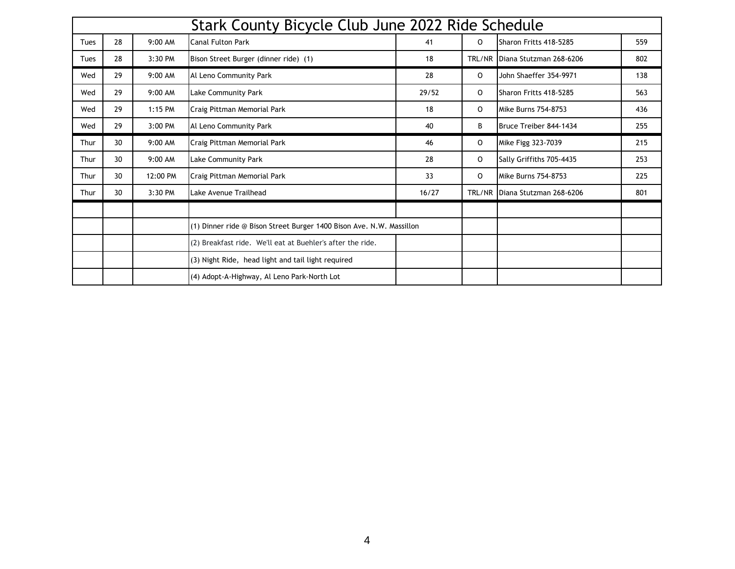# Stark County Bicycle Club June 2022 Ride Schedule

| | | | | | | | |
|---|---|---|---|---|---|---|---|
| Tues | 28 | 9:00 AM | Canal Fulton Park | 41 | O | Sharon Fritts 418-5285 | 559 |
| Tues | 28 | 3:30 PM | Bison Street Burger (dinner ride) (1) | 18 | TRL/NR | Diana Stutzman 268-6206 | 802 |
| Wed | 29 | 9:00 AM | Al Leno Community Park | 28 | O | John Shaeffer 354-9971 | 138 |
| Wed | 29 | 9:00 AM | Lake Community Park | 29/52 | O | Sharon Fritts 418-5285 | 563 |
| Wed | 29 | 1:15 PM | Craig Pittman Memorial Park | 18 | O | Mike Burns 754-8753 | 436 |
| Wed | 29 | 3:00 PM | Al Leno Community Park | 40 | B | Bruce Treiber 844-1434 | 255 |
| Thur | 30 | 9:00 AM | Craig Pittman Memorial Park | 46 | O | Mike Figg 323-7039 | 215 |
| Thur | 30 | 9:00 AM | Lake Community Park | 28 | O | Sally Griffiths 705-4435 | 253 |
| Thur | 30 | 12:00 PM | Craig Pittman Memorial Park | 33 | O | Mike Burns 754-8753 | 225 |
| Thur | 30 | 3:30 PM | Lake Avenue Trailhead | 16/27 | TRL/NR | Diana Stutzman 268-6206 | 801 |
| | | | | | | | |
| | | | (1) Dinner ride @ Bison Street Burger 1400 Bison Ave. N.W. Massillon | | | | |
| | | | (2) Breakfast ride. We'll eat at Buehler's after the ride. | | | | |
| | | | (3) Night Ride, head light and tail light required | | | | |
| | | | (4) Adopt-A-Highway, Al Leno Park-North Lot | | | | |